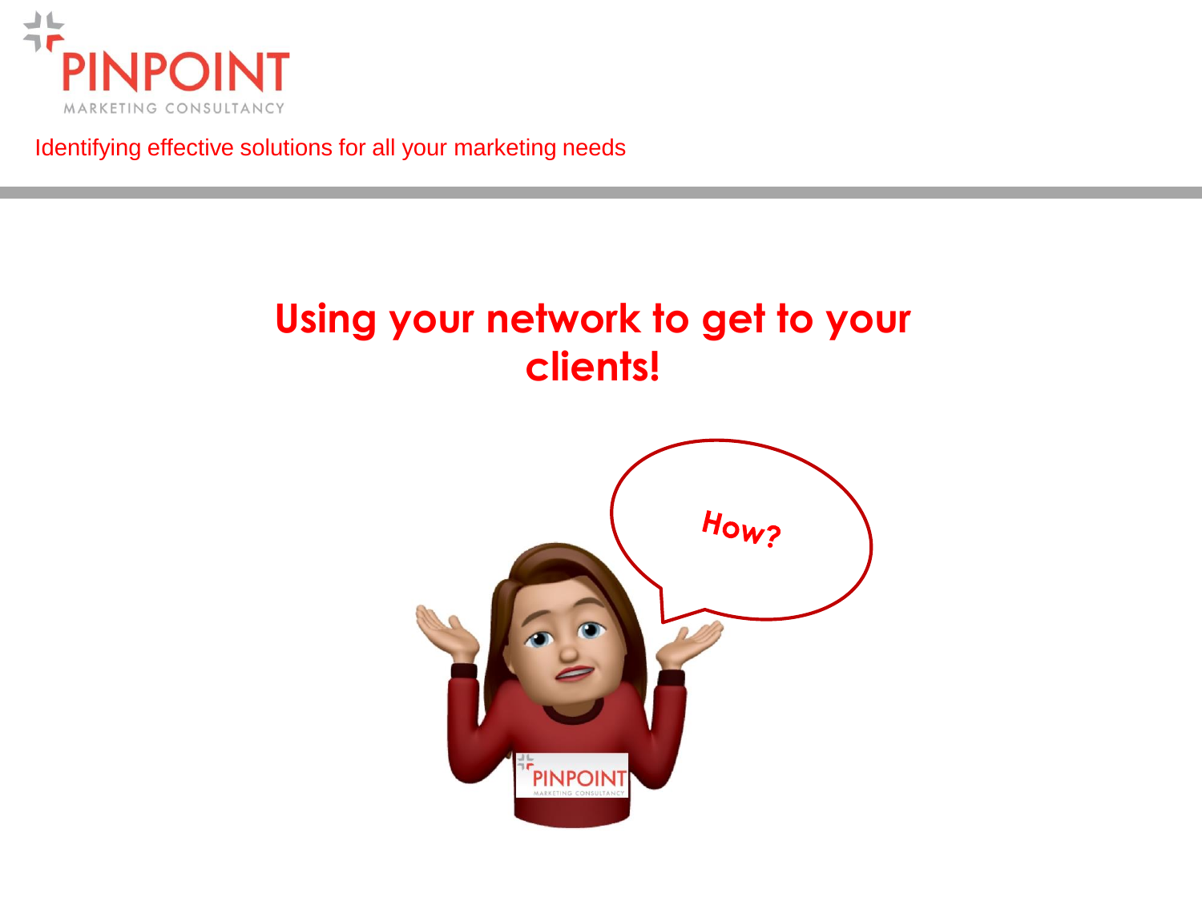PINPOINT MARKETING CONSULTANCY

Identifying effective solutions for all your marketing needs

# Using your network to get to your clients!

How?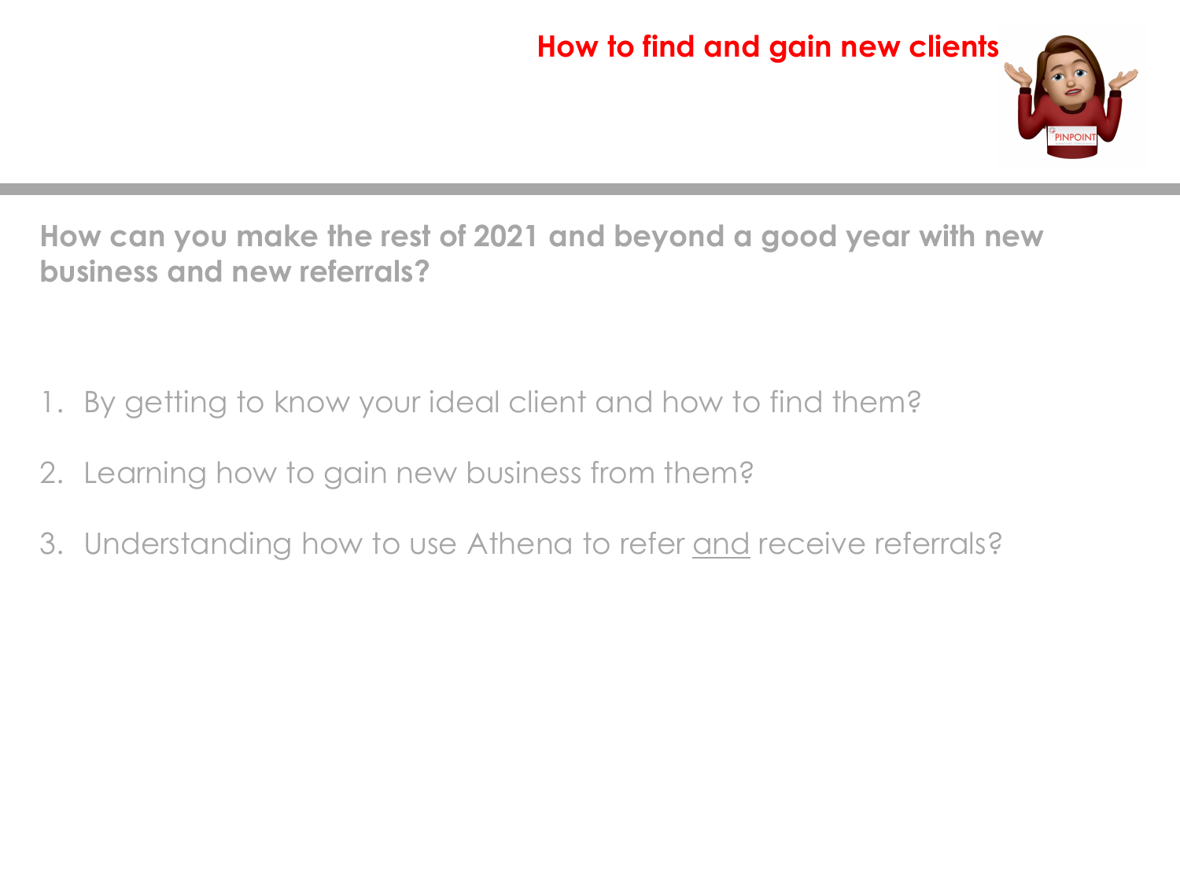## How to find and gain new clients

**How can you make the rest of 2021 and beyond a good year with new business and new referrals?**

1. By getting to know your ideal client and how to find them?
2. Learning how to gain new business from them?
3. Understanding how to use Athena to refer and receive referrals?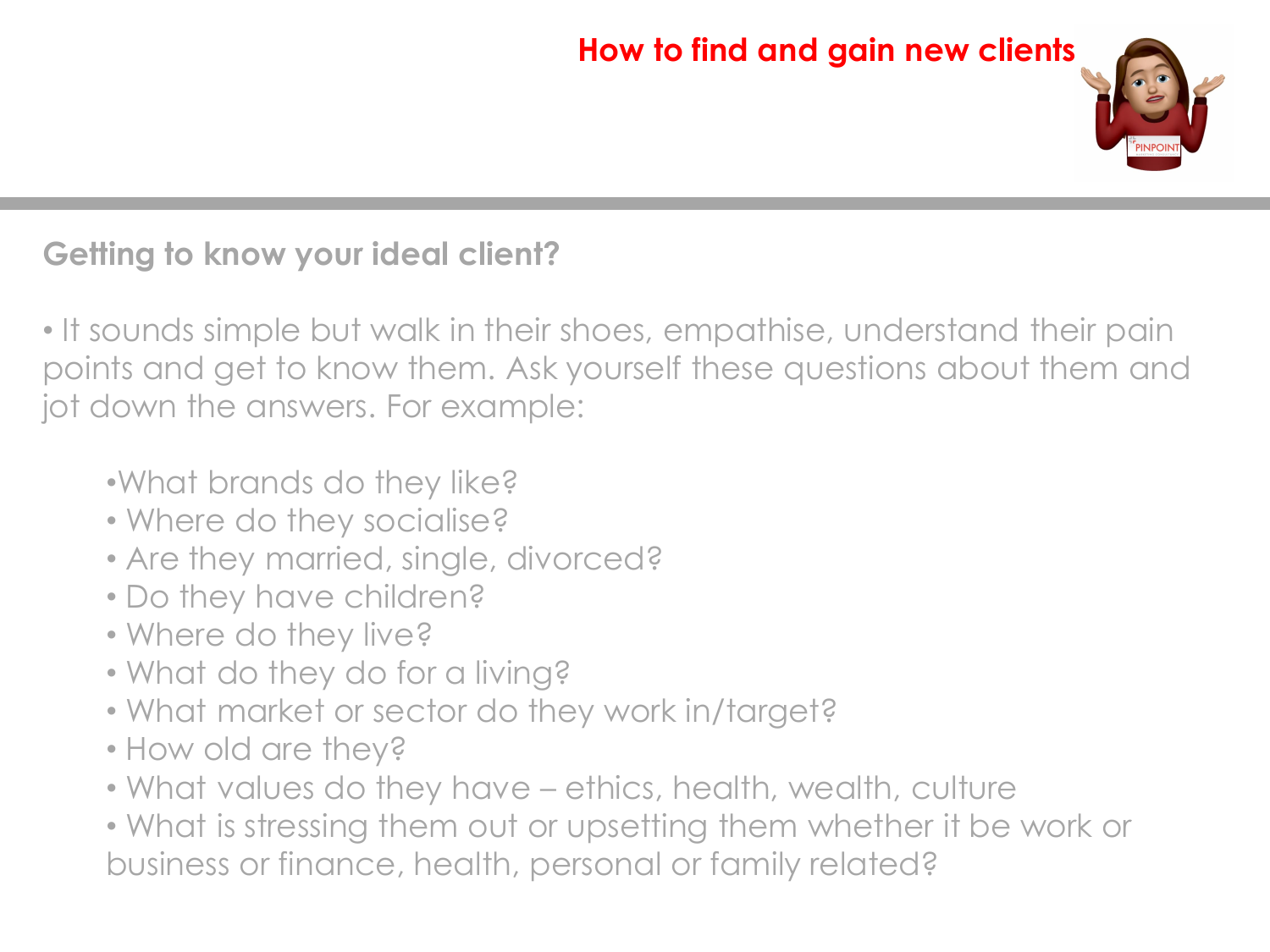# How to find and gain new clients

## Getting to know your ideal client?

- It sounds simple but walk in their shoes, empathise, understand their pain points and get to know them. Ask yourself these questions about them and jot down the answers. For example:
  - What brands do they like?
  - Where do they socialise?
  - Are they married, single, divorced?
  - Do they have children?
  - Where do they live?
  - What do they do for a living?
  - What market or sector do they work in/target?
  - How old are they?
  - What values do they have – ethics, health, wealth, culture
  - What is stressing them out or upsetting them whether it be work or business or finance, health, personal or family related?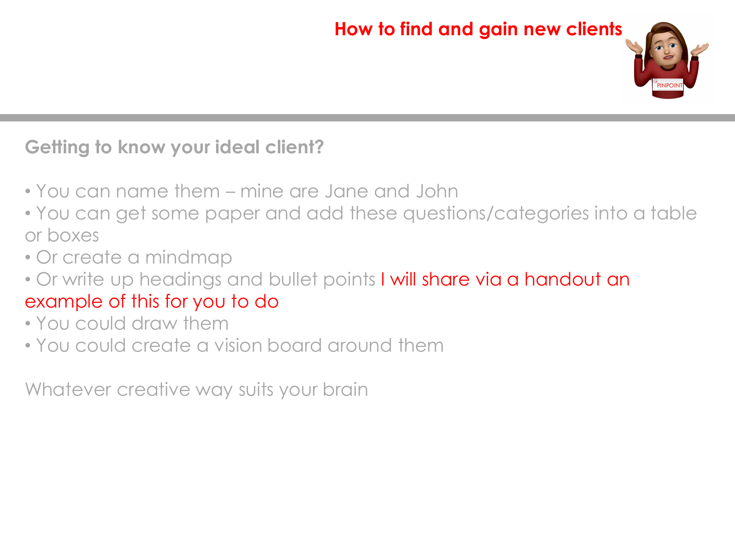# How to find and gain new clients

## Getting to know your ideal client?

- You can name them – mine are Jane and John
- You can get some paper and add these questions/categories into a table or boxes
- Or create a mindmap
- Or write up headings and bullet points I will share via a handout an example of this for you to do
- You could draw them
- You could create a vision board around them

Whatever creative way suits your brain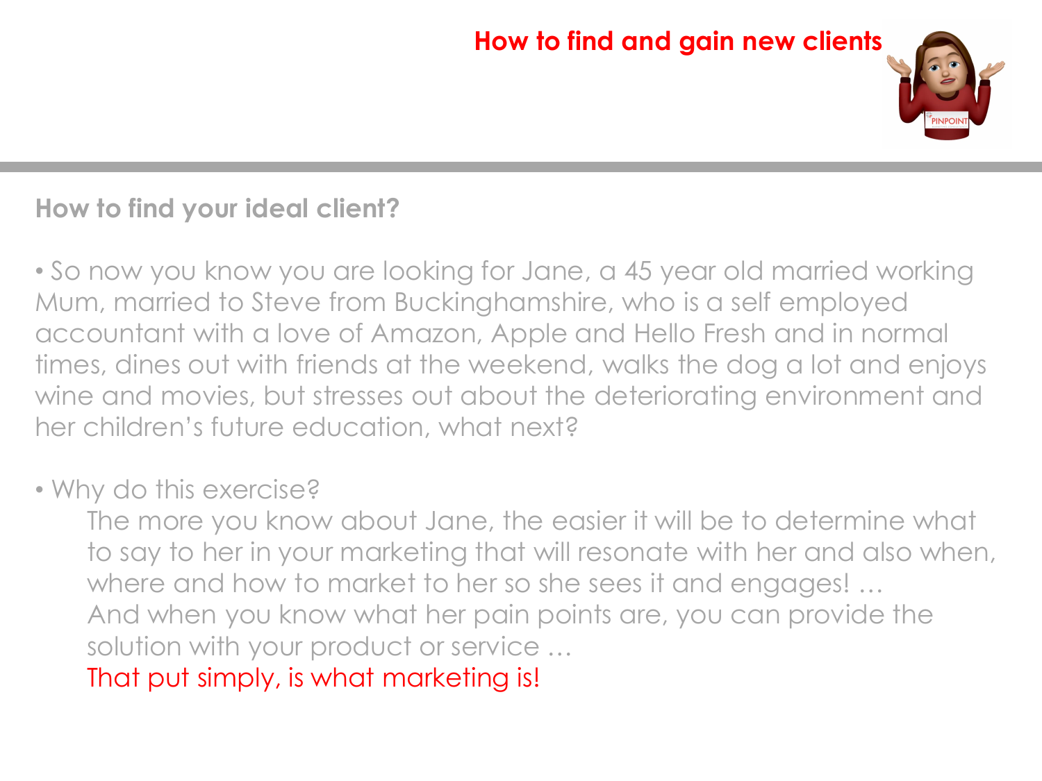## How to find and gain new clients

### How to find your ideal client?

- So now you know you are looking for Jane, a 45 year old married working Mum, married to Steve from Buckinghamshire, who is a self employed accountant with a love of Amazon, Apple and Hello Fresh and in normal times, dines out with friends at the weekend, walks the dog a lot and enjoys wine and movies, but stresses out about the deteriorating environment and her children's future education, what next?

- Why do this exercise?

  The more you know about Jane, the easier it will be to determine what to say to her in your marketing that will resonate with her and also when, where and how to market to her so she sees it and engages! …
  And when you know what her pain points are, you can provide the solution with your product or service …
  That put simply, is what marketing is!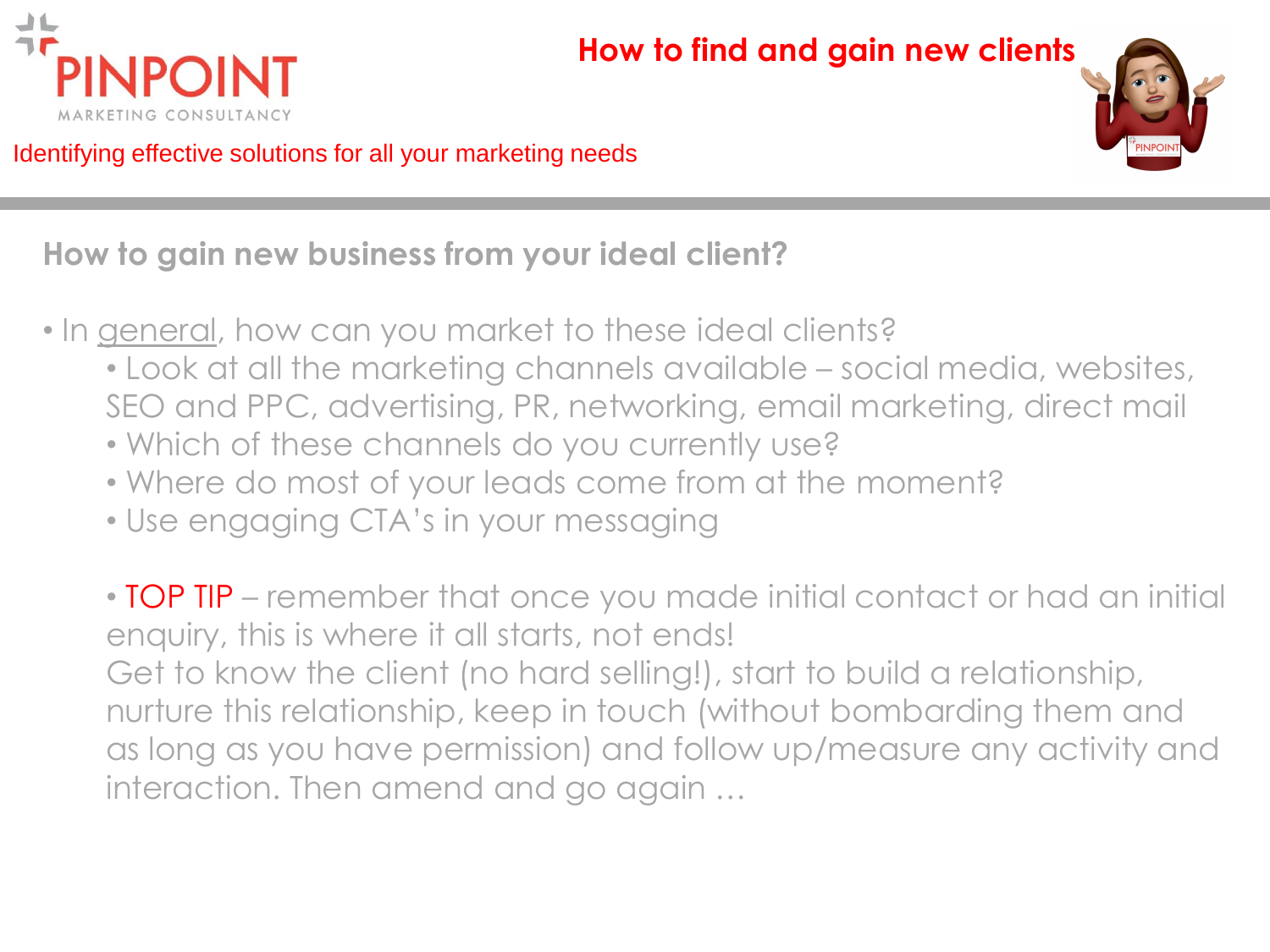# How to find and gain new clients

## How to gain new business from your ideal client?

- In general, how can you market to these ideal clients?
  - Look at all the marketing channels available – social media, websites, SEO and PPC, advertising, PR, networking, email marketing, direct mail
  - Which of these channels do you currently use?
  - Where do most of your leads come from at the moment?
  - Use engaging CTA's in your messaging

  - TOP TIP – remember that once you made initial contact or had an initial enquiry, this is where it all starts, not ends!
    Get to know the client (no hard selling!), start to build a relationship, nurture this relationship, keep in touch (without bombarding them and as long as you have permission) and follow up/measure any activity and interaction. Then amend and go again …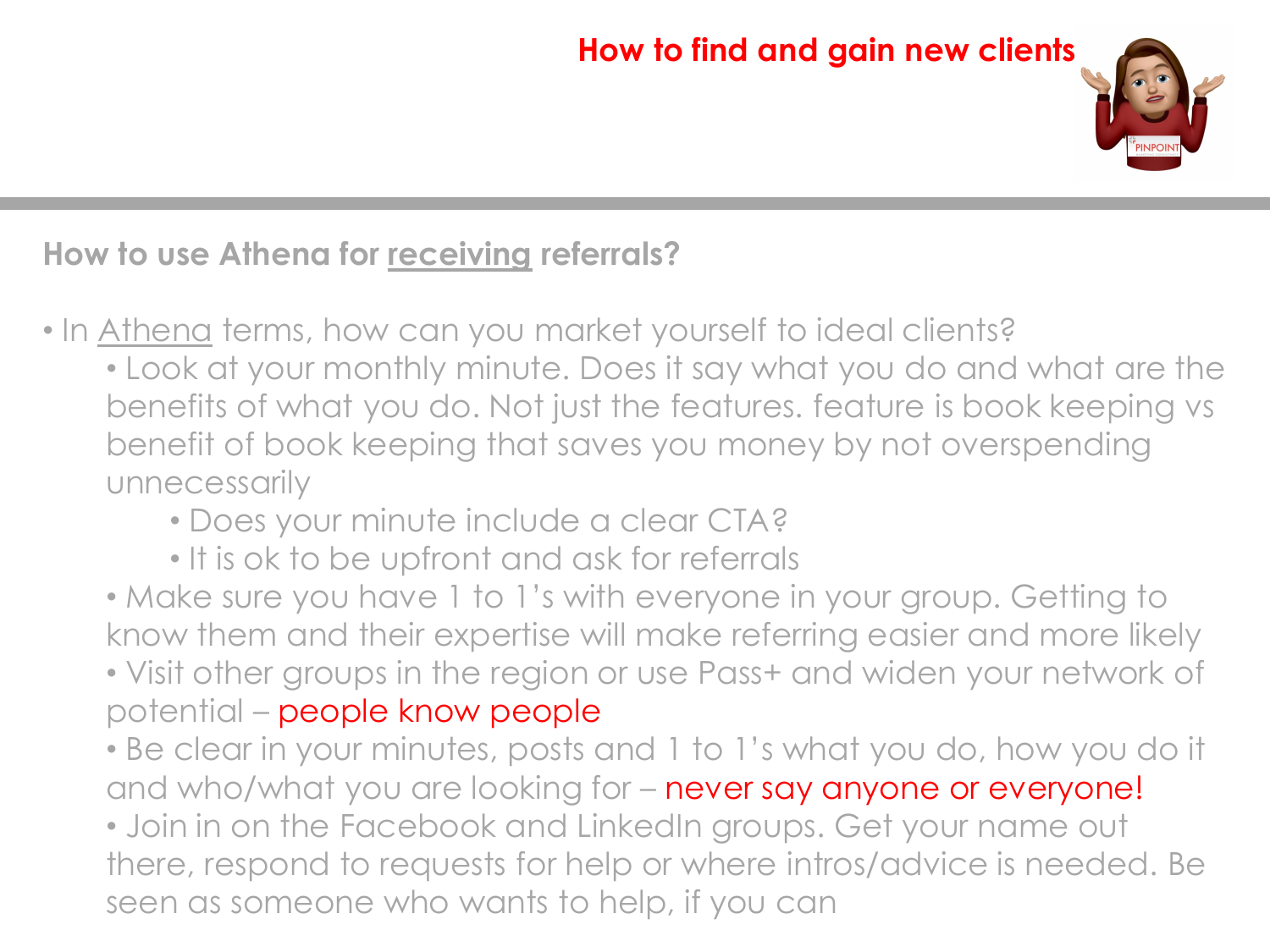## How to find and gain new clients

### How to use Athena for <u>receiving</u> referrals?

- In <u>Athena</u> terms, how can you market yourself to ideal clients?
  - Look at your monthly minute. Does it say what you do and what are the benefits of what you do. Not just the features. feature is book keeping vs benefit of book keeping that saves you money by not overspending unnecessarily
    - Does your minute include a clear CTA?
    - It is ok to be upfront and ask for referrals
  - Make sure you have 1 to 1's with everyone in your group. Getting to know them and their expertise will make referring easier and more likely
  - Visit other groups in the region or use Pass+ and widen your network of potential – people know people
  - Be clear in your minutes, posts and 1 to 1's what you do, how you do it and who/what you are looking for – never say anyone or everyone!
  - Join in on the Facebook and LinkedIn groups. Get your name out there, respond to requests for help or where intros/advice is needed. Be seen as someone who wants to help, if you can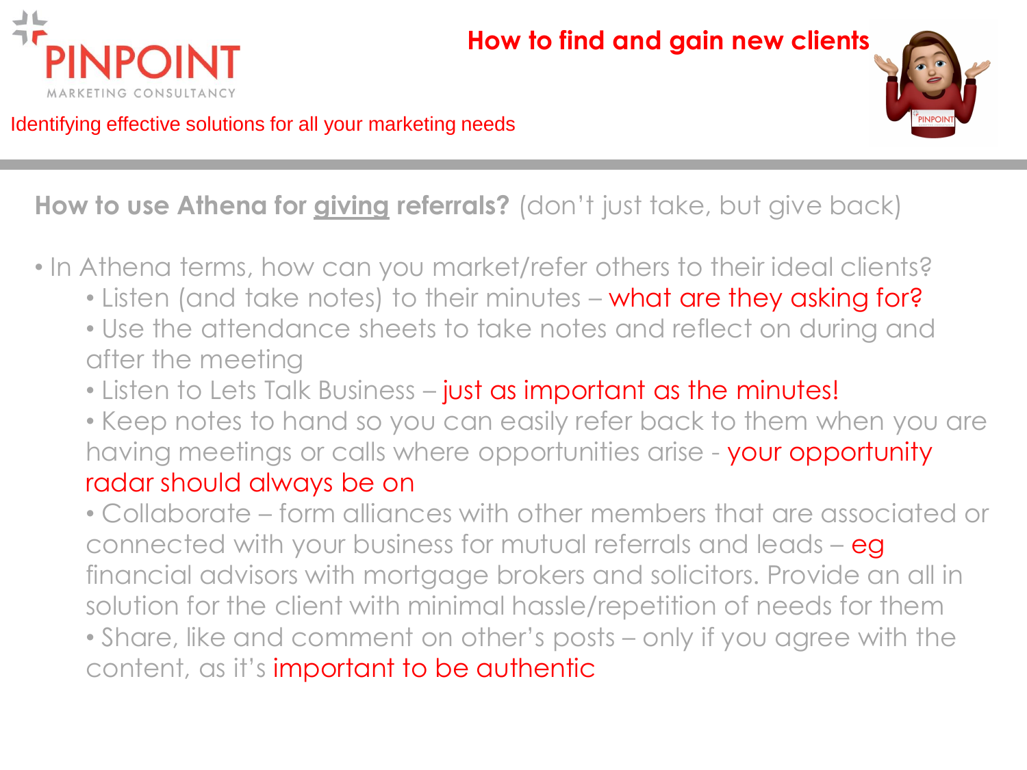# How to find and gain new clients

Identifying effective solutions for all your marketing needs

**How to use Athena for <u>giving</u> referrals?** (don't just take, but give back)

- In Athena terms, how can you market/refer others to their ideal clients?
  - Listen (and take notes) to their minutes – what are they asking for?
  - Use the attendance sheets to take notes and reflect on during and after the meeting
  - Listen to Lets Talk Business – just as important as the minutes!
  - Keep notes to hand so you can easily refer back to them when you are having meetings or calls where opportunities arise - your opportunity radar should always be on
  - Collaborate – form alliances with other members that are associated or connected with your business for mutual referrals and leads – eg financial advisors with mortgage brokers and solicitors. Provide an all in solution for the client with minimal hassle/repetition of needs for them
  - Share, like and comment on other's posts – only if you agree with the content, as it's important to be authentic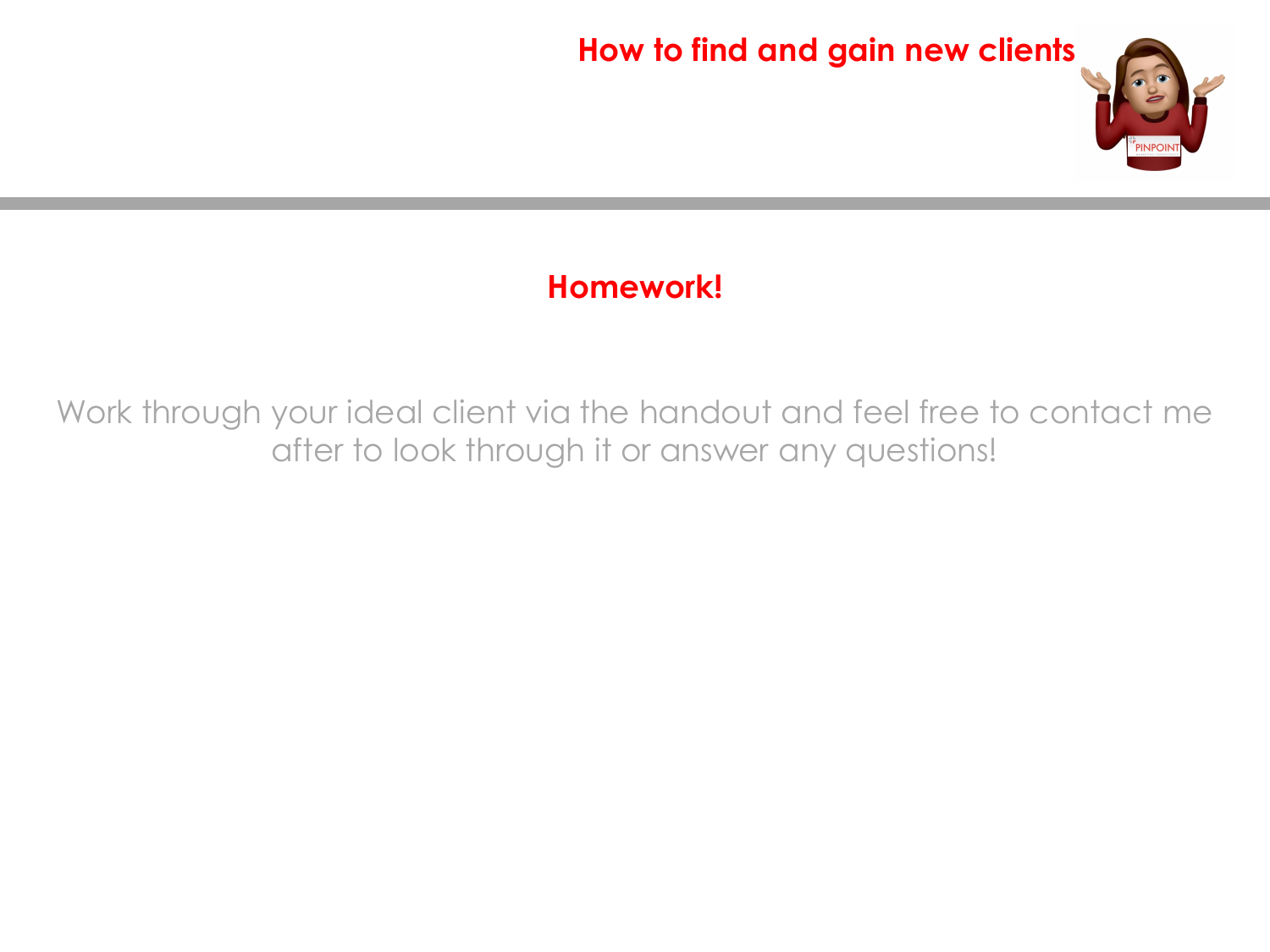# How to find and gain new clients

## Homework!

Work through your ideal client via the handout and feel free to contact me after to look through it or answer any questions!